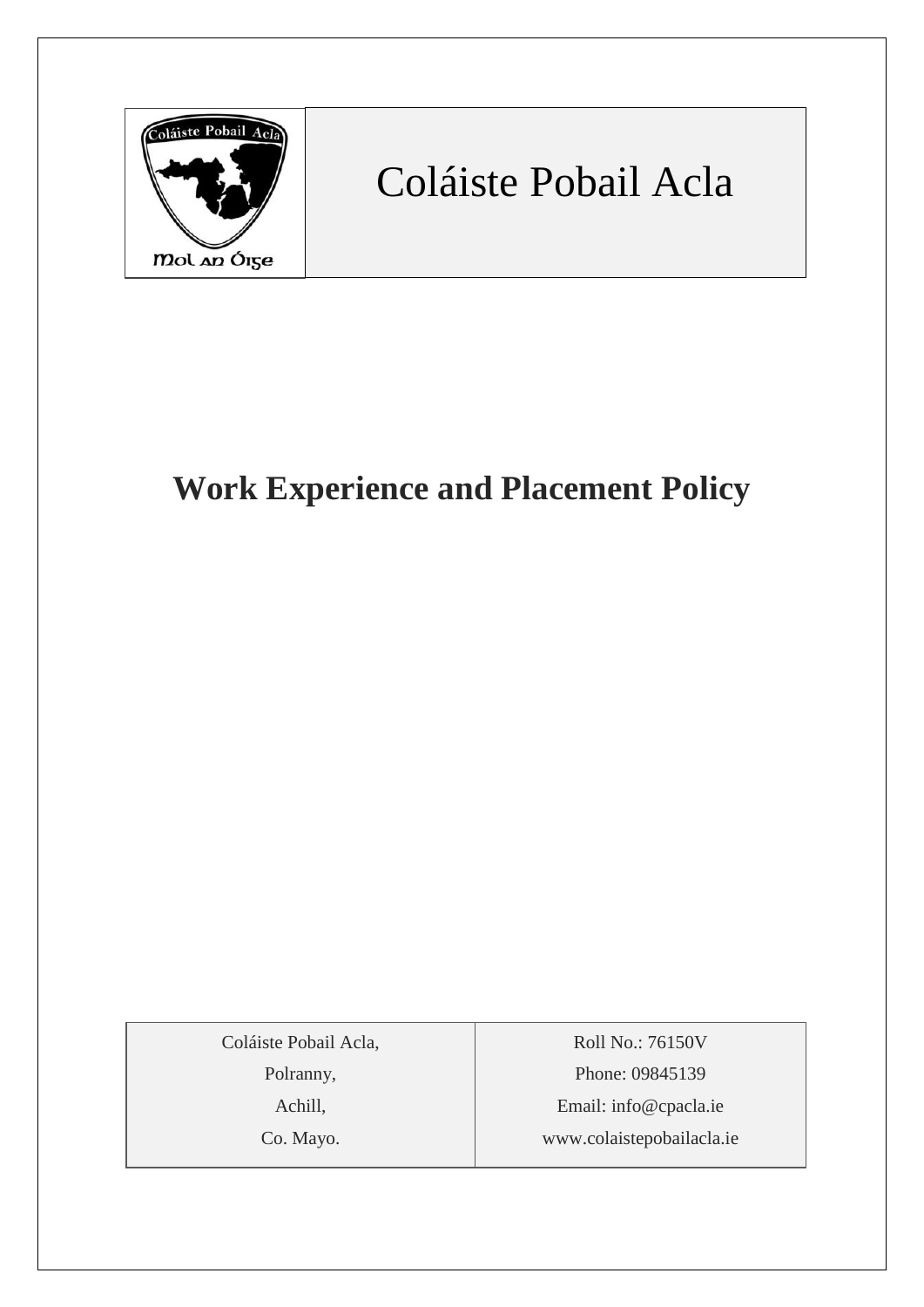| | Coláiste Pobail Acla |
|---|---|

# Work Experience and Placement Policy

| Coláiste Pobail Acla,<br>Polranny,<br>Achill,<br>Co. Mayo. | Roll No.: 76150V<br>Phone: 09845139<br>Email: info@cpacla.ie<br>www.colaistepobailacla.ie |
|---|---|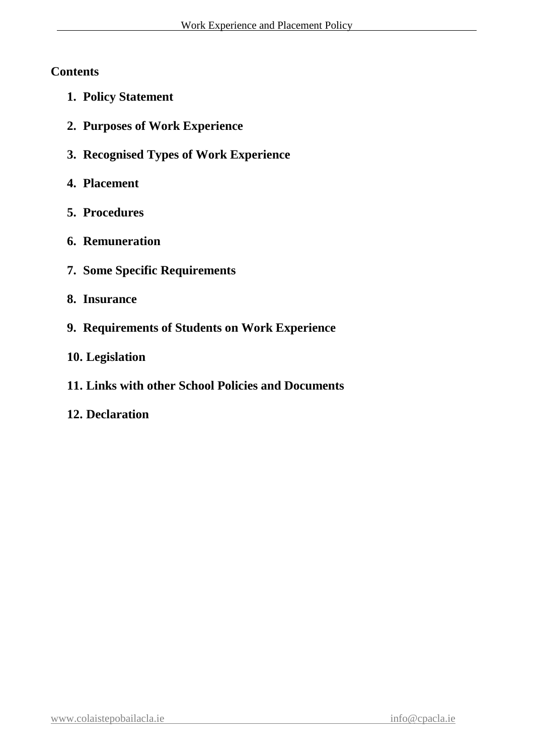**Contents**

1. **Policy Statement**
2. **Purposes of Work Experience**
3. **Recognised Types of Work Experience**
4. **Placement**
5. **Procedures**
6. **Remuneration**
7. **Some Specific Requirements**
8. **Insurance**
9. **Requirements of Students on Work Experience**
10. **Legislation**
11. **Links with other School Policies and Documents**
12. **Declaration**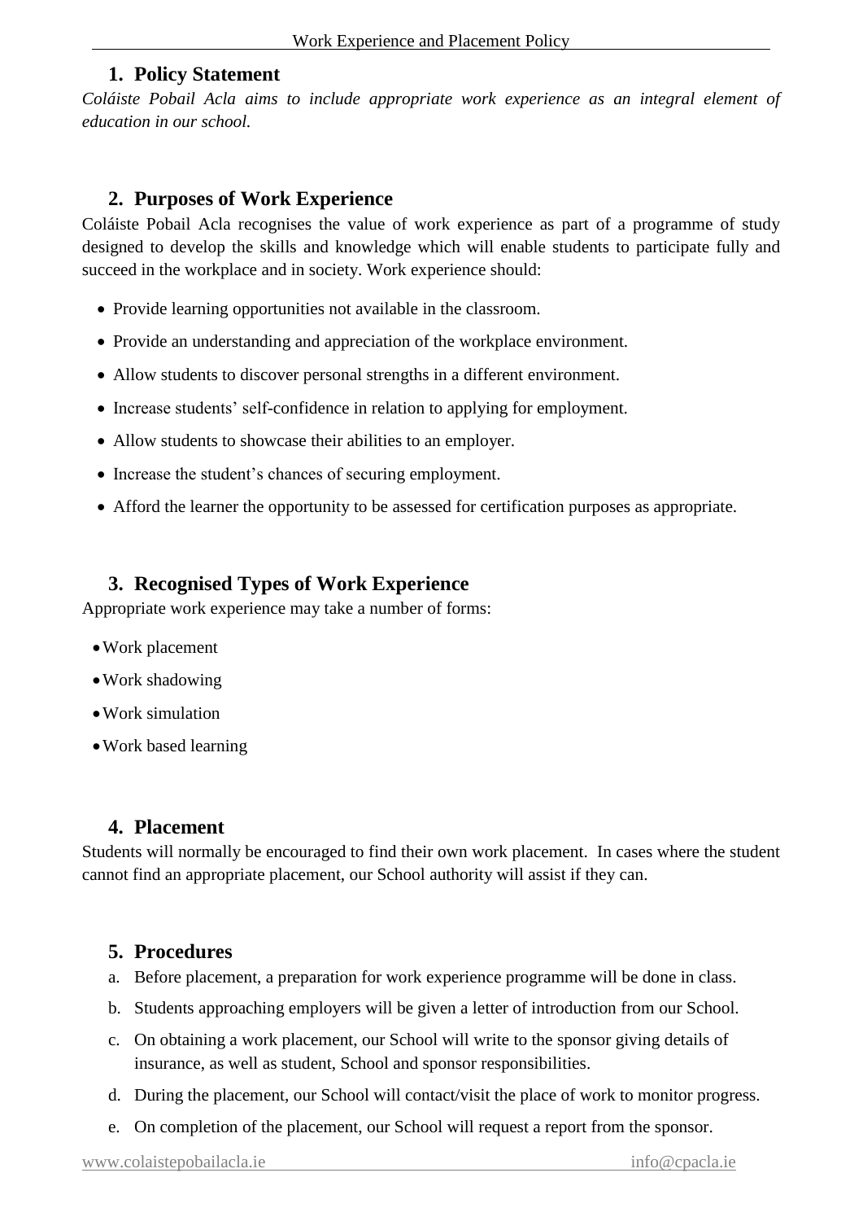## 1. Policy Statement

*Coláiste Pobail Acla aims to include appropriate work experience as an integral element of education in our school.*

## 2. Purposes of Work Experience

Coláiste Pobail Acla recognises the value of work experience as part of a programme of study designed to develop the skills and knowledge which will enable students to participate fully and succeed in the workplace and in society. Work experience should:

- Provide learning opportunities not available in the classroom.
- Provide an understanding and appreciation of the workplace environment.
- Allow students to discover personal strengths in a different environment.
- Increase students' self-confidence in relation to applying for employment.
- Allow students to showcase their abilities to an employer.
- Increase the student's chances of securing employment.
- Afford the learner the opportunity to be assessed for certification purposes as appropriate.

## 3. Recognised Types of Work Experience

Appropriate work experience may take a number of forms:

- Work placement
- Work shadowing
- Work simulation
- Work based learning

## 4. Placement

Students will normally be encouraged to find their own work placement. In cases where the student cannot find an appropriate placement, our School authority will assist if they can.

## 5. Procedures

a. Before placement, a preparation for work experience programme will be done in class.

b. Students approaching employers will be given a letter of introduction from our School.

c. On obtaining a work placement, our School will write to the sponsor giving details of insurance, as well as student, School and sponsor responsibilities.

d. During the placement, our School will contact/visit the place of work to monitor progress.

e. On completion of the placement, our School will request a report from the sponsor.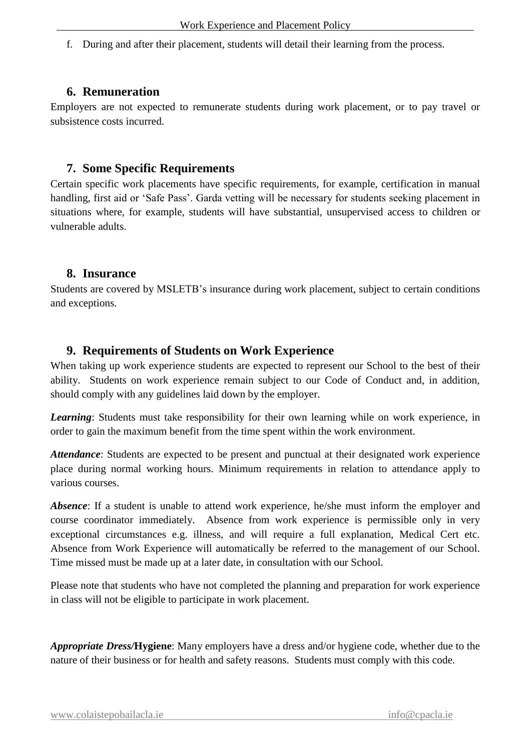f. During and after their placement, students will detail their learning from the process.

## 6. Remuneration

Employers are not expected to remunerate students during work placement, or to pay travel or subsistence costs incurred.

## 7. Some Specific Requirements

Certain specific work placements have specific requirements, for example, certification in manual handling, first aid or 'Safe Pass'. Garda vetting will be necessary for students seeking placement in situations where, for example, students will have substantial, unsupervised access to children or vulnerable adults.

## 8. Insurance

Students are covered by MSLETB's insurance during work placement, subject to certain conditions and exceptions.

## 9. Requirements of Students on Work Experience

When taking up work experience students are expected to represent our School to the best of their ability. Students on work experience remain subject to our Code of Conduct and, in addition, should comply with any guidelines laid down by the employer.

***Learning***: Students must take responsibility for their own learning while on work experience, in order to gain the maximum benefit from the time spent within the work environment.

***Attendance***: Students are expected to be present and punctual at their designated work experience place during normal working hours. Minimum requirements in relation to attendance apply to various courses.

***Absence***: If a student is unable to attend work experience, he/she must inform the employer and course coordinator immediately. Absence from work experience is permissible only in very exceptional circumstances e.g. illness, and will require a full explanation, Medical Cert etc. Absence from Work Experience will automatically be referred to the management of our School. Time missed must be made up at a later date, in consultation with our School.

Please note that students who have not completed the planning and preparation for work experience in class will not be eligible to participate in work placement.

***Appropriate Dress/*****Hygiene**: Many employers have a dress and/or hygiene code, whether due to the nature of their business or for health and safety reasons. Students must comply with this code.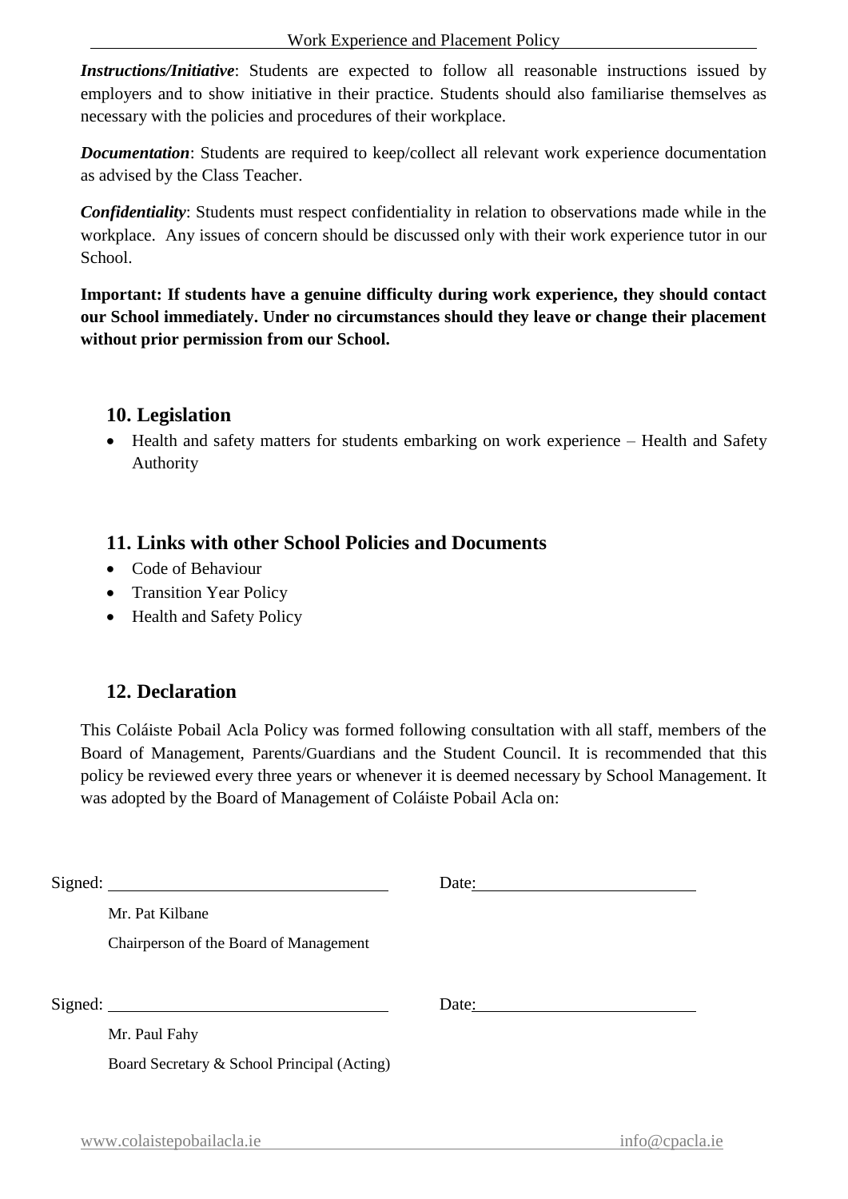***Instructions/Initiative***: Students are expected to follow all reasonable instructions issued by employers and to show initiative in their practice. Students should also familiarise themselves as necessary with the policies and procedures of their workplace.

***Documentation***: Students are required to keep/collect all relevant work experience documentation as advised by the Class Teacher.

***Confidentiality***: Students must respect confidentiality in relation to observations made while in the workplace. Any issues of concern should be discussed only with their work experience tutor in our School.

**Important: If students have a genuine difficulty during work experience, they should contact our School immediately. Under no circumstances should they leave or change their placement without prior permission from our School.**

## 10. Legislation

- Health and safety matters for students embarking on work experience – Health and Safety Authority

## 11. Links with other School Policies and Documents

- Code of Behaviour
- Transition Year Policy
- Health and Safety Policy

## 12. Declaration

This Coláiste Pobail Acla Policy was formed following consultation with all staff, members of the Board of Management, Parents/Guardians and the Student Council. It is recommended that this policy be reviewed every three years or whenever it is deemed necessary by School Management. It was adopted by the Board of Management of Coláiste Pobail Acla on:

Signed: ______________________________ Date: ______________________

Mr. Pat Kilbane

Chairperson of the Board of Management

Signed: ______________________________ Date: ______________________

Mr. Paul Fahy

Board Secretary & School Principal (Acting)